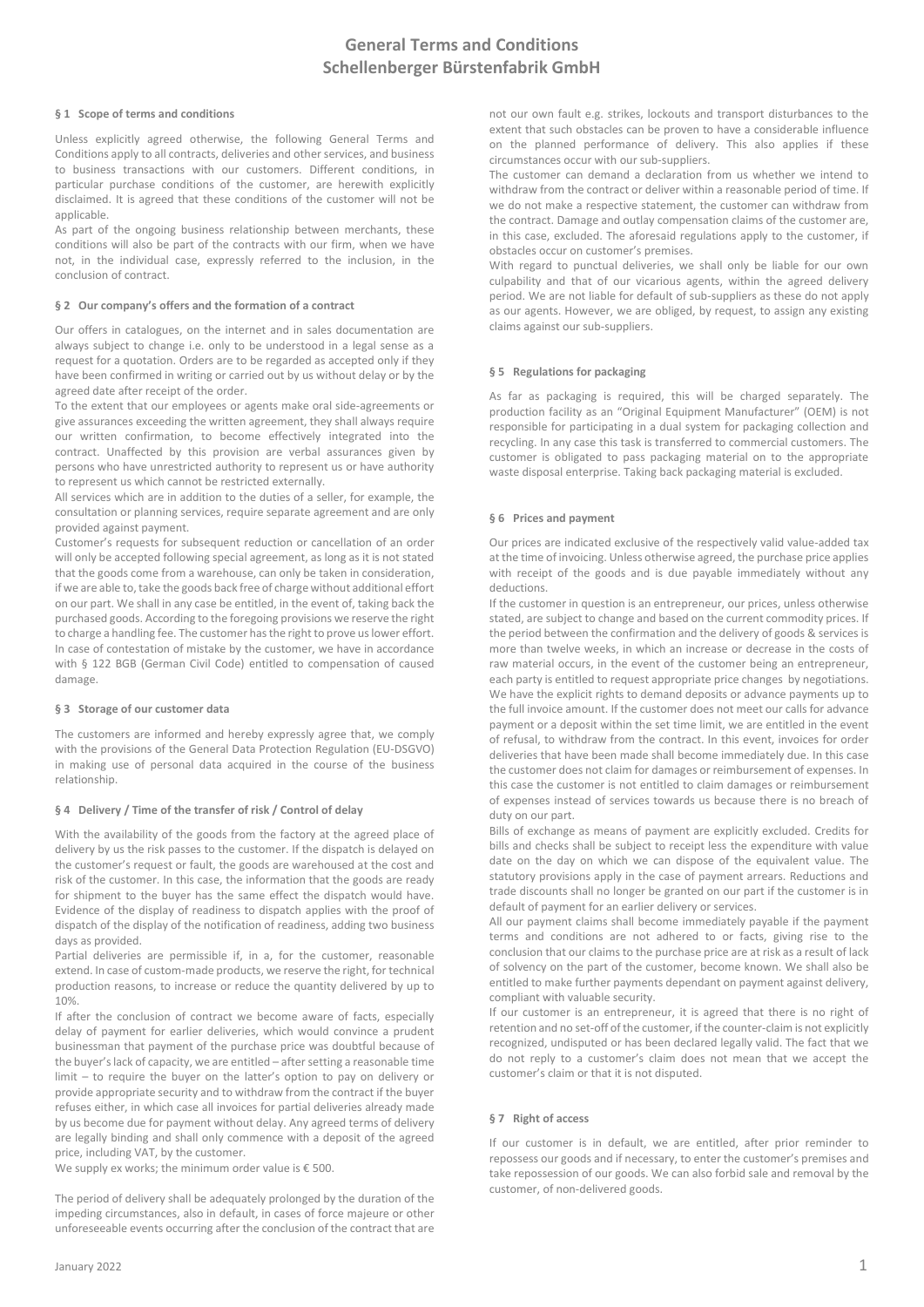# General Terms and Conditions
# Schellenberger Bürstenfabrik GmbH

### § 1 Scope of terms and conditions

Unless explicitly agreed otherwise, the following General Terms and Conditions apply to all contracts, deliveries and other services, and business to business transactions with our customers. Different conditions, in particular purchase conditions of the customer, are herewith explicitly disclaimed. It is agreed that these conditions of the customer will not be applicable.

As part of the ongoing business relationship between merchants, these conditions will also be part of the contracts with our firm, when we have not, in the individual case, expressly referred to the inclusion, in the conclusion of contract.

### § 2 Our company's offers and the formation of a contract

Our offers in catalogues, on the internet and in sales documentation are always subject to change i.e. only to be understood in a legal sense as a request for a quotation. Orders are to be regarded as accepted only if they have been confirmed in writing or carried out by us without delay or by the agreed date after receipt of the order.

To the extent that our employees or agents make oral side-agreements or give assurances exceeding the written agreement, they shall always require our written confirmation, to become effectively integrated into the contract. Unaffected by this provision are verbal assurances given by persons who have unrestricted authority to represent us or have authority to represent us which cannot be restricted externally.

All services which are in addition to the duties of a seller, for example, the consultation or planning services, require separate agreement and are only provided against payment.

Customer's requests for subsequent reduction or cancellation of an order will only be accepted following special agreement, as long as it is not stated that the goods come from a warehouse, can only be taken in consideration, if we are able to, take the goods back free of charge without additional effort on our part. We shall in any case be entitled, in the event of, taking back the purchased goods. According to the foregoing provisions we reserve the right to charge a handling fee. The customer has the right to prove us lower effort. In case of contestation of mistake by the customer, we have in accordance with § 122 BGB (German Civil Code) entitled to compensation of caused damage.

### § 3 Storage of our customer data

The customers are informed and hereby expressly agree that, we comply with the provisions of the General Data Protection Regulation (EU-DSGVO) in making use of personal data acquired in the course of the business relationship.

### § 4 Delivery / Time of the transfer of risk / Control of delay

With the availability of the goods from the factory at the agreed place of delivery by us the risk passes to the customer. If the dispatch is delayed on the customer's request or fault, the goods are warehoused at the cost and risk of the customer. In this case, the information that the goods are ready for shipment to the buyer has the same effect the dispatch would have. Evidence of the display of readiness to dispatch applies with the proof of dispatch of the display of the notification of readiness, adding two business days as provided.

Partial deliveries are permissible if, in a, for the customer, reasonable extend. In case of custom-made products, we reserve the right, for technical production reasons, to increase or reduce the quantity delivered by up to 10%.

If after the conclusion of contract we become aware of facts, especially delay of payment for earlier deliveries, which would convince a prudent businessman that payment of the purchase price was doubtful because of the buyer's lack of capacity, we are entitled – after setting a reasonable time limit – to require the buyer on the latter's option to pay on delivery or provide appropriate security and to withdraw from the contract if the buyer refuses either, in which case all invoices for partial deliveries already made by us become due for payment without delay. Any agreed terms of delivery are legally binding and shall only commence with a deposit of the agreed price, including VAT, by the customer.

We supply ex works; the minimum order value is € 500.

The period of delivery shall be adequately prolonged by the duration of the impeding circumstances, also in default, in cases of force majeure or other unforeseeable events occurring after the conclusion of the contract that are not our own fault e.g. strikes, lockouts and transport disturbances to the extent that such obstacles can be proven to have a considerable influence on the planned performance of delivery. This also applies if these circumstances occur with our sub-suppliers.

The customer can demand a declaration from us whether we intend to withdraw from the contract or deliver within a reasonable period of time. If we do not make a respective statement, the customer can withdraw from the contract. Damage and outlay compensation claims of the customer are, in this case, excluded. The aforesaid regulations apply to the customer, if obstacles occur on customer's premises.

With regard to punctual deliveries, we shall only be liable for our own culpability and that of our vicarious agents, within the agreed delivery period. We are not liable for default of sub-suppliers as these do not apply as our agents. However, we are obliged, by request, to assign any existing claims against our sub-suppliers.

### § 5 Regulations for packaging

As far as packaging is required, this will be charged separately. The production facility as an "Original Equipment Manufacturer" (OEM) is not responsible for participating in a dual system for packaging collection and recycling. In any case this task is transferred to commercial customers. The customer is obligated to pass packaging material on to the appropriate waste disposal enterprise. Taking back packaging material is excluded.

### § 6 Prices and payment

Our prices are indicated exclusive of the respectively valid value-added tax at the time of invoicing. Unless otherwise agreed, the purchase price applies with receipt of the goods and is due payable immediately without any deductions.

If the customer in question is an entrepreneur, our prices, unless otherwise stated, are subject to change and based on the current commodity prices. If the period between the confirmation and the delivery of goods & services is more than twelve weeks, in which an increase or decrease in the costs of raw material occurs, in the event of the customer being an entrepreneur, each party is entitled to request appropriate price changes by negotiations. We have the explicit rights to demand deposits or advance payments up to the full invoice amount. If the customer does not meet our calls for advance payment or a deposit within the set time limit, we are entitled in the event of refusal, to withdraw from the contract. In this event, invoices for order deliveries that have been made shall become immediately due. In this case the customer does not claim for damages or reimbursement of expenses. In this case the customer is not entitled to claim damages or reimbursement of expenses instead of services towards us because there is no breach of duty on our part.

Bills of exchange as means of payment are explicitly excluded. Credits for bills and checks shall be subject to receipt less the expenditure with value date on the day on which we can dispose of the equivalent value. The statutory provisions apply in the case of payment arrears. Reductions and trade discounts shall no longer be granted on our part if the customer is in default of payment for an earlier delivery or services.

All our payment claims shall become immediately payable if the payment terms and conditions are not adhered to or facts, giving rise to the conclusion that our claims to the purchase price are at risk as a result of lack of solvency on the part of the customer, become known. We shall also be entitled to make further payments dependant on payment against delivery, compliant with valuable security.

If our customer is an entrepreneur, it is agreed that there is no right of retention and no set-off of the customer, if the counter-claim is not explicitly recognized, undisputed or has been declared legally valid. The fact that we do not reply to a customer's claim does not mean that we accept the customer's claim or that it is not disputed.

### § 7 Right of access

If our customer is in default, we are entitled, after prior reminder to repossess our goods and if necessary, to enter the customer's premises and take repossession of our goods. We can also forbid sale and removal by the customer, of non-delivered goods.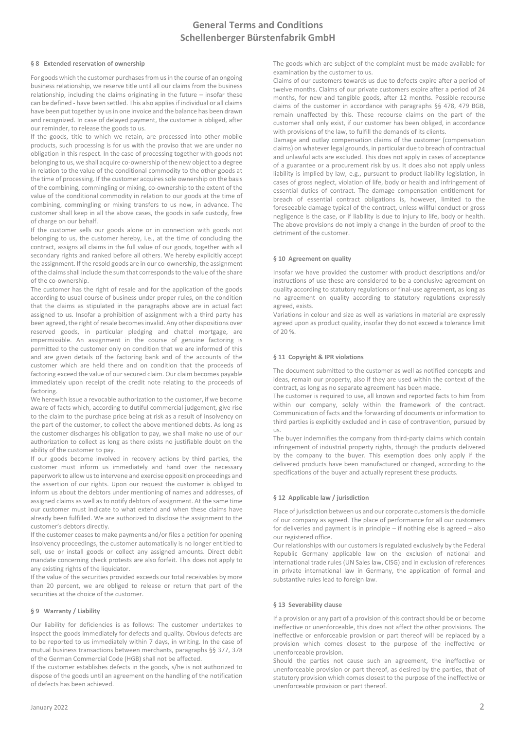## § 8 Extended reservation of ownership

For goods which the customer purchases from us in the course of an ongoing business relationship, we reserve title until all our claims from the business relationship, including the claims originating in the future – insofar these can be defined - have been settled. This also applies if individual or all claims have been put together by us in one invoice and the balance has been drawn and recognized. In case of delayed payment, the customer is obliged, after our reminder, to release the goods to us.

If the goods, title to which we retain, are processed into other mobile products, such processing is for us with the proviso that we are under no obligation in this respect. In the case of processing together with goods not belonging to us, we shall acquire co-ownership of the new object to a degree in relation to the value of the conditional commodity to the other goods at the time of processing. If the customer acquires sole ownership on the basis of the combining, commingling or mixing, co-ownership to the extent of the value of the conditional commodity in relation to our goods at the time of combining, commingling or mixing transfers to us now, in advance. The customer shall keep in all the above cases, the goods in safe custody, free of charge on our behalf.

If the customer sells our goods alone or in connection with goods not belonging to us, the customer hereby, i.e., at the time of concluding the contract, assigns all claims in the full value of our goods, together with all secondary rights and ranked before all others. We hereby explicitly accept the assignment. If the resold goods are in our co-ownership, the assignment of the claims shall include the sum that corresponds to the value of the share of the co-ownership.

The customer has the right of resale and for the application of the goods according to usual course of business under proper rules, on the condition that the claims as stipulated in the paragraphs above are in actual fact assigned to us. Insofar a prohibition of assignment with a third party has been agreed, the right of resale becomes invalid. Any other dispositions over reserved goods, in particular pledging and chattel mortgage, are impermissible. An assignment in the course of genuine factoring is permitted to the customer only on condition that we are informed of this and are given details of the factoring bank and of the accounts of the customer which are held there and on condition that the proceeds of factoring exceed the value of our secured claim. Our claim becomes payable immediately upon receipt of the credit note relating to the proceeds of factoring.

We herewith issue a revocable authorization to the customer, if we become aware of facts which, according to dutiful commercial judgement, give rise to the claim to the purchase price being at risk as a result of insolvency on the part of the customer, to collect the above mentioned debts. As long as the customer discharges his obligation to pay, we shall make no use of our authorization to collect as long as there exists no justifiable doubt on the ability of the customer to pay.

If our goods become involved in recovery actions by third parties, the customer must inform us immediately and hand over the necessary paperwork to allow us to intervene and exercise opposition proceedings and the assertion of our rights. Upon our request the customer is obliged to inform us about the debtors under mentioning of names and addresses, of assigned claims as well as to notify debtors of assignment. At the same time our customer must indicate to what extend and when these claims have already been fulfilled. We are authorized to disclose the assignment to the customer's debtors directly.

If the customer ceases to make payments and/or files a petition for opening insolvency proceedings, the customer automatically is no longer entitled to sell, use or install goods or collect any assigned amounts. Direct debit mandate concerning check protests are also forfeit. This does not apply to any existing rights of the liquidator.

If the value of the securities provided exceeds our total receivables by more than 20 percent, we are obliged to release or return that part of the securities at the choice of the customer.

## § 9 Warranty / Liability

Our liability for deficiencies is as follows: The customer undertakes to inspect the goods immediately for defects and quality. Obvious defects are to be reported to us immediately within 7 days, in writing. In the case of mutual business transactions between merchants, paragraphs §§ 377, 378 of the German Commercial Code (HGB) shall not be affected.

If the customer establishes defects in the goods, s/he is not authorized to dispose of the goods until an agreement on the handling of the notification of defects has been achieved.

The goods which are subject of the complaint must be made available for examination by the customer to us.

Claims of our customers towards us due to defects expire after a period of twelve months. Claims of our private customers expire after a period of 24 months, for new and tangible goods, after 12 months. Possible recourse claims of the customer in accordance with paragraphs §§ 478, 479 BGB, remain unaffected by this. These recourse claims on the part of the customer shall only exist, if our customer has been obliged, in accordance with provisions of the law, to fulfill the demands of its clients.

Damage and outlay compensation claims of the customer (compensation claims) on whatever legal grounds, in particular due to breach of contractual and unlawful acts are excluded. This does not apply in cases of acceptance of a guarantee or a procurement risk by us. It does also not apply unless liability is implied by law, e.g., pursuant to product liability legislation, in cases of gross neglect, violation of life, body or health and infringement of essential duties of contract. The damage compensation entitlement for breach of essential contract obligations is, however, limited to the foreseeable damage typical of the contract, unless willful conduct or gross negligence is the case, or if liability is due to injury to life, body or health. The above provisions do not imply a change in the burden of proof to the detriment of the customer.

## § 10 Agreement on quality

Insofar we have provided the customer with product descriptions and/or instructions of use these are considered to be a conclusive agreement on quality according to statutory regulations or final-use agreement, as long as no agreement on quality according to statutory regulations expressly agreed, exists.

Variations in colour and size as well as variations in material are expressly agreed upon as product quality, insofar they do not exceed a tolerance limit of 20 %.

## § 11 Copyright & IPR violations

The document submitted to the customer as well as notified concepts and ideas, remain our property, also if they are used within the context of the contract, as long as no separate agreement has been made.

The customer is required to use, all known and reported facts to him from within our company, solely within the framework of the contract. Communication of facts and the forwarding of documents or information to third parties is explicitly excluded and in case of contravention, pursued by us.

The buyer indemnifies the company from third-party claims which contain infringement of industrial property rights, through the products delivered by the company to the buyer. This exemption does only apply if the delivered products have been manufactured or changed, according to the specifications of the buyer and actually represent these products.

## § 12 Applicable law / jurisdiction

Place of jurisdiction between us and our corporate customers is the domicile of our company as agreed. The place of performance for all our customers for deliveries and payment is in principle – if nothing else is agreed – also our registered office.

Our relationships with our customers is regulated exclusively by the Federal Republic Germany applicable law on the exclusion of national and international trade rules (UN Sales law, CISG) and in exclusion of references in private international law in Germany, the application of formal and substantive rules lead to foreign law.

## § 13 Severability clause

If a provision or any part of a provision of this contract should be or become ineffective or unenforceable, this does not affect the other provisions. The ineffective or enforceable provision or part thereof will be replaced by a provision which comes closest to the purpose of the ineffective or unenforceable provision.

Should the parties not cause such an agreement, the ineffective or unenforceable provision or part thereof, as desired by the parties, that of statutory provision which comes closest to the purpose of the ineffective or unenforceable provision or part thereof.